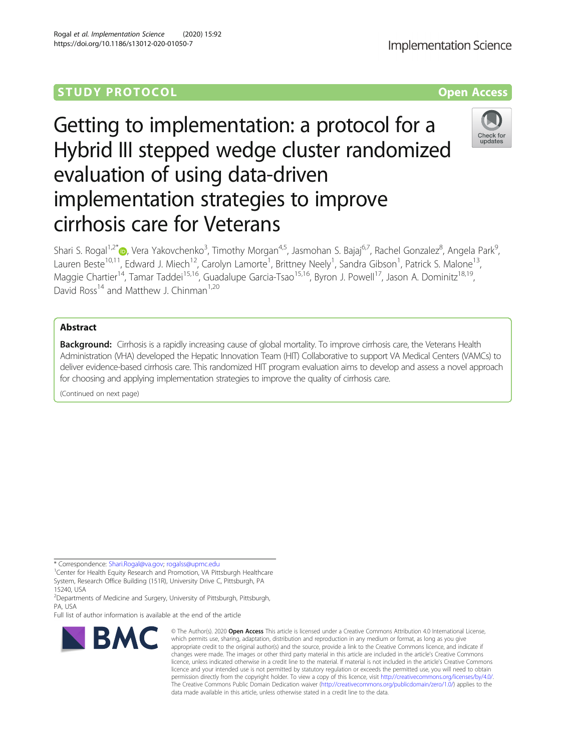STUDY PROTOCOL

Open Access

# Getting to implementation: a protocol for a Hybrid III stepped wedge cluster randomized evaluation of using data-driven implementation strategies to improve cirrhosis care for Veterans

Shari S. Rogal[1,2*], Vera Yakovchenko[3], Timothy Morgan[4,5], Jasmohan S. Bajaj[6,7], Rachel Gonzalez[8], Angela Park[9], Lauren Beste[10,11], Edward J. Miech[12], Carolyn Lamorte[1], Brittney Neely[1], Sandra Gibson[1], Patrick S. Malone[13], Maggie Chartier[14], Tamar Taddei[15,16], Guadalupe Garcia-Tsao[15,16], Byron J. Powell[17], Jason A. Dominitz[18,19], David Ross[14] and Matthew J. Chinman[1,20]

## Abstract

**Background:** Cirrhosis is a rapidly increasing cause of global mortality. To improve cirrhosis care, the Veterans Health Administration (VHA) developed the Hepatic Innovation Team (HIT) Collaborative to support VA Medical Centers (VAMCs) to deliver evidence-based cirrhosis care. This randomized HIT program evaluation aims to develop and assess a novel approach for choosing and applying implementation strategies to improve the quality of cirrhosis care.

(Continued on next page)

\* Correspondence: Shari.Rogal@va.gov; rogalss@upmc.edu

[1]Center for Health Equity Research and Promotion, VA Pittsburgh Healthcare System, Research Office Building (151R), University Drive C, Pittsburgh, PA 15240, USA

[2]Departments of Medicine and Surgery, University of Pittsburgh, Pittsburgh, PA, USA

Full list of author information is available at the end of the article

© The Author(s). 2020 **Open Access** This article is licensed under a Creative Commons Attribution 4.0 International License, which permits use, sharing, adaptation, distribution and reproduction in any medium or format, as long as you give appropriate credit to the original author(s) and the source, provide a link to the Creative Commons licence, and indicate if changes were made. The images or other third party material in this article are included in the article's Creative Commons licence, unless indicated otherwise in a credit line to the material. If material is not included in the article's Creative Commons licence and your intended use is not permitted by statutory regulation or exceeds the permitted use, you will need to obtain permission directly from the copyright holder. To view a copy of this licence, visit http://creativecommons.org/licenses/by/4.0/. The Creative Commons Public Domain Dedication waiver (http://creativecommons.org/publicdomain/zero/1.0/) applies to the data made available in this article, unless otherwise stated in a credit line to the data.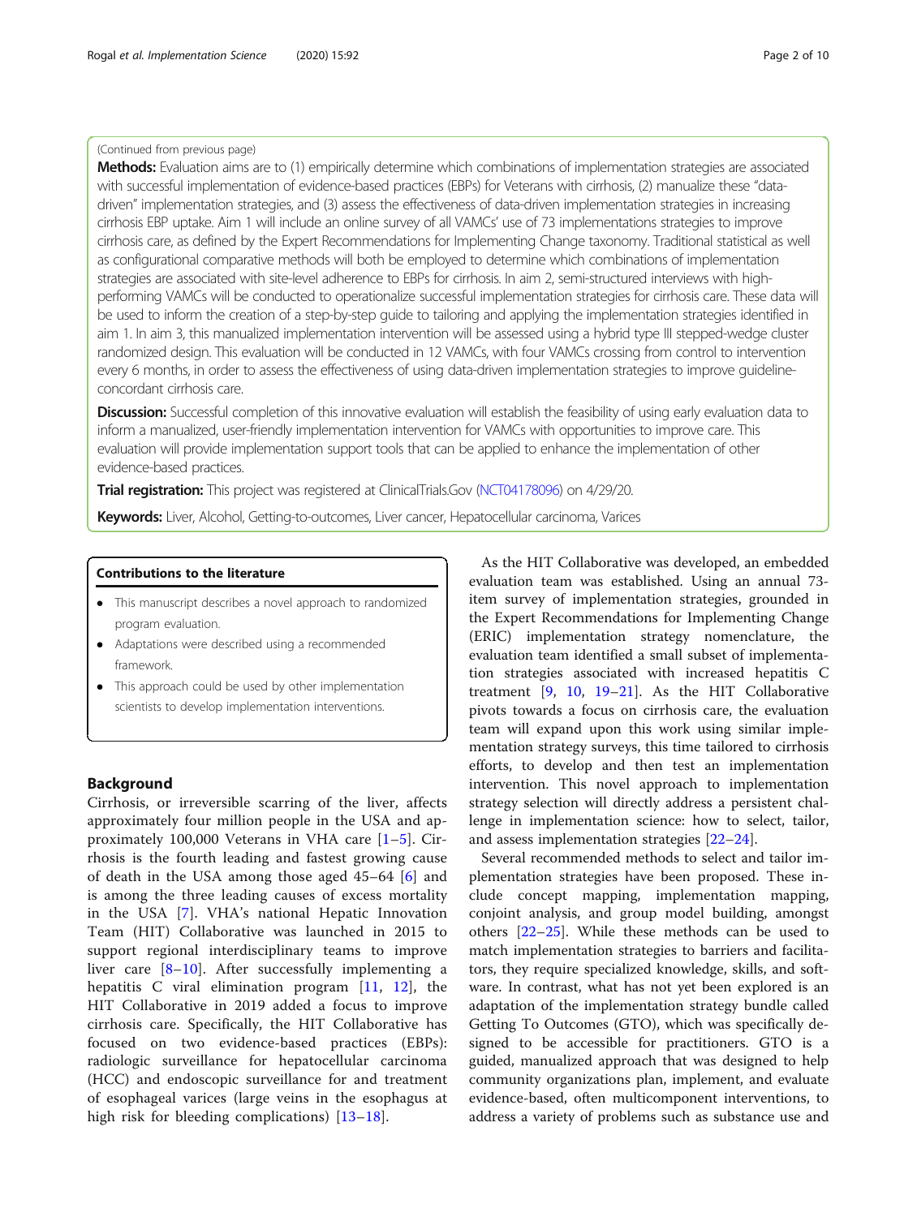(Continued from previous page)

**Methods:** Evaluation aims are to (1) empirically determine which combinations of implementation strategies are associated with successful implementation of evidence-based practices (EBPs) for Veterans with cirrhosis, (2) manualize these "data-driven" implementation strategies, and (3) assess the effectiveness of data-driven implementation strategies in increasing cirrhosis EBP uptake. Aim 1 will include an online survey of all VAMCs' use of 73 implementations strategies to improve cirrhosis care, as defined by the Expert Recommendations for Implementing Change taxonomy. Traditional statistical as well as configurational comparative methods will both be employed to determine which combinations of implementation strategies are associated with site-level adherence to EBPs for cirrhosis. In aim 2, semi-structured interviews with high-performing VAMCs will be conducted to operationalize successful implementation strategies for cirrhosis care. These data will be used to inform the creation of a step-by-step guide to tailoring and applying the implementation strategies identified in aim 1. In aim 3, this manualized implementation intervention will be assessed using a hybrid type III stepped-wedge cluster randomized design. This evaluation will be conducted in 12 VAMCs, with four VAMCs crossing from control to intervention every 6 months, in order to assess the effectiveness of using data-driven implementation strategies to improve guideline-concordant cirrhosis care.

**Discussion:** Successful completion of this innovative evaluation will establish the feasibility of using early evaluation data to inform a manualized, user-friendly implementation intervention for VAMCs with opportunities to improve care. This evaluation will provide implementation support tools that can be applied to enhance the implementation of other evidence-based practices.

**Trial registration:** This project was registered at ClinicalTrials.Gov (NCT04178096) on 4/29/20.

**Keywords:** Liver, Alcohol, Getting-to-outcomes, Liver cancer, Hepatocellular carcinoma, Varices

**Contributions to the literature**

- This manuscript describes a novel approach to randomized program evaluation.
- Adaptations were described using a recommended framework.
- This approach could be used by other implementation scientists to develop implementation interventions.

## Background

Cirrhosis, or irreversible scarring of the liver, affects approximately four million people in the USA and approximately 100,000 Veterans in VHA care [1–5]. Cirrhosis is the fourth leading and fastest growing cause of death in the USA among those aged 45–64 [6] and is among the three leading causes of excess mortality in the USA [7]. VHA's national Hepatic Innovation Team (HIT) Collaborative was launched in 2015 to support regional interdisciplinary teams to improve liver care [8–10]. After successfully implementing a hepatitis C viral elimination program [11, 12], the HIT Collaborative in 2019 added a focus to improve cirrhosis care. Specifically, the HIT Collaborative has focused on two evidence-based practices (EBPs): radiologic surveillance for hepatocellular carcinoma (HCC) and endoscopic surveillance for and treatment of esophageal varices (large veins in the esophagus at high risk for bleeding complications) [13–18].

As the HIT Collaborative was developed, an embedded evaluation team was established. Using an annual 73-item survey of implementation strategies, grounded in the Expert Recommendations for Implementing Change (ERIC) implementation strategy nomenclature, the evaluation team identified a small subset of implementation strategies associated with increased hepatitis C treatment [9, 10, 19–21]. As the HIT Collaborative pivots towards a focus on cirrhosis care, the evaluation team will expand upon this work using similar implementation strategy surveys, this time tailored to cirrhosis efforts, to develop and then test an implementation intervention. This novel approach to implementation strategy selection will directly address a persistent challenge in implementation science: how to select, tailor, and assess implementation strategies [22–24].

Several recommended methods to select and tailor implementation strategies have been proposed. These include concept mapping, implementation mapping, conjoint analysis, and group model building, amongst others [22–25]. While these methods can be used to match implementation strategies to barriers and facilitators, they require specialized knowledge, skills, and software. In contrast, what has not yet been explored is an adaptation of the implementation strategy bundle called Getting To Outcomes (GTO), which was specifically designed to be accessible for practitioners. GTO is a guided, manualized approach that was designed to help community organizations plan, implement, and evaluate evidence-based, often multicomponent interventions, to address a variety of problems such as substance use and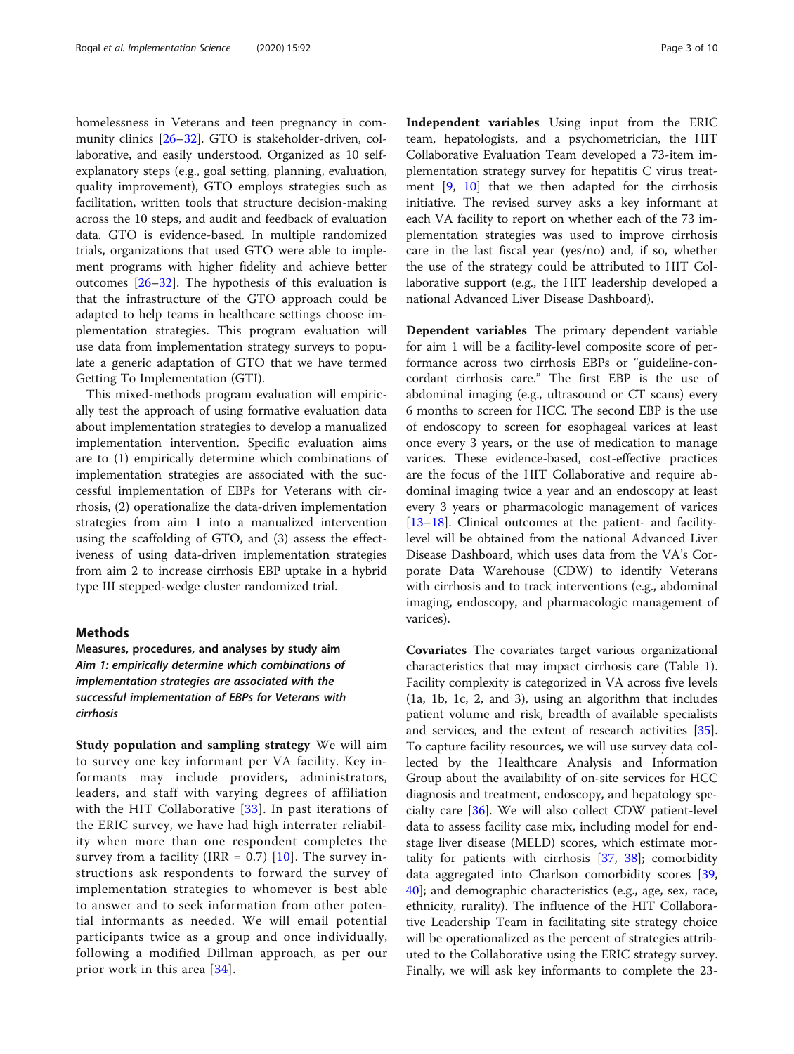homelessness in Veterans and teen pregnancy in community clinics [26–32]. GTO is stakeholder-driven, collaborative, and easily understood. Organized as 10 self-explanatory steps (e.g., goal setting, planning, evaluation, quality improvement), GTO employs strategies such as facilitation, written tools that structure decision-making across the 10 steps, and audit and feedback of evaluation data. GTO is evidence-based. In multiple randomized trials, organizations that used GTO were able to implement programs with higher fidelity and achieve better outcomes [26–32]. The hypothesis of this evaluation is that the infrastructure of the GTO approach could be adapted to help teams in healthcare settings choose implementation strategies. This program evaluation will use data from implementation strategy surveys to populate a generic adaptation of GTO that we have termed Getting To Implementation (GTI).

This mixed-methods program evaluation will empirically test the approach of using formative evaluation data about implementation strategies to develop a manualized implementation intervention. Specific evaluation aims are to (1) empirically determine which combinations of implementation strategies are associated with the successful implementation of EBPs for Veterans with cirrhosis, (2) operationalize the data-driven implementation strategies from aim 1 into a manualized intervention using the scaffolding of GTO, and (3) assess the effectiveness of using data-driven implementation strategies from aim 2 to increase cirrhosis EBP uptake in a hybrid type III stepped-wedge cluster randomized trial.

## Methods

### Measures, procedures, and analyses by study aim

#### *Aim 1: empirically determine which combinations of implementation strategies are associated with the successful implementation of EBPs for Veterans with cirrhosis*

**Study population and sampling strategy** We will aim to survey one key informant per VA facility. Key informants may include providers, administrators, leaders, and staff with varying degrees of affiliation with the HIT Collaborative [33]. In past iterations of the ERIC survey, we have had high interrater reliability when more than one respondent completes the survey from a facility (IRR = 0.7) [10]. The survey instructions ask respondents to forward the survey of implementation strategies to whomever is best able to answer and to seek information from other potential informants as needed. We will email potential participants twice as a group and once individually, following a modified Dillman approach, as per our prior work in this area [34].

**Independent variables** Using input from the ERIC team, hepatologists, and a psychometrician, the HIT Collaborative Evaluation Team developed a 73-item implementation strategy survey for hepatitis C virus treatment [9, 10] that we then adapted for the cirrhosis initiative. The revised survey asks a key informant at each VA facility to report on whether each of the 73 implementation strategies was used to improve cirrhosis care in the last fiscal year (yes/no) and, if so, whether the use of the strategy could be attributed to HIT Collaborative support (e.g., the HIT leadership developed a national Advanced Liver Disease Dashboard).

**Dependent variables** The primary dependent variable for aim 1 will be a facility-level composite score of performance across two cirrhosis EBPs or "guideline-concordant cirrhosis care." The first EBP is the use of abdominal imaging (e.g., ultrasound or CT scans) every 6 months to screen for HCC. The second EBP is the use of endoscopy to screen for esophageal varices at least once every 3 years, or the use of medication to manage varices. These evidence-based, cost-effective practices are the focus of the HIT Collaborative and require abdominal imaging twice a year and an endoscopy at least every 3 years or pharmacologic management of varices [13–18]. Clinical outcomes at the patient- and facility-level will be obtained from the national Advanced Liver Disease Dashboard, which uses data from the VA's Corporate Data Warehouse (CDW) to identify Veterans with cirrhosis and to track interventions (e.g., abdominal imaging, endoscopy, and pharmacologic management of varices).

**Covariates** The covariates target various organizational characteristics that may impact cirrhosis care (Table 1). Facility complexity is categorized in VA across five levels (1a, 1b, 1c, 2, and 3), using an algorithm that includes patient volume and risk, breadth of available specialists and services, and the extent of research activities [35]. To capture facility resources, we will use survey data collected by the Healthcare Analysis and Information Group about the availability of on-site services for HCC diagnosis and treatment, endoscopy, and hepatology specialty care [36]. We will also collect CDW patient-level data to assess facility case mix, including model for end-stage liver disease (MELD) scores, which estimate mortality for patients with cirrhosis [37, 38]; comorbidity data aggregated into Charlson comorbidity scores [39, 40]; and demographic characteristics (e.g., age, sex, race, ethnicity, rurality). The influence of the HIT Collaborative Leadership Team in facilitating site strategy choice will be operationalized as the percent of strategies attributed to the Collaborative using the ERIC strategy survey. Finally, we will ask key informants to complete the 23-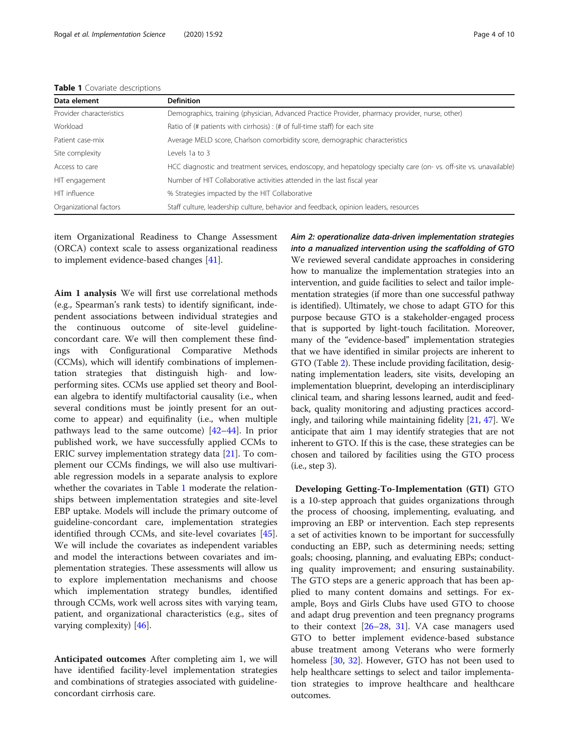**Table 1** Covariate descriptions

| Data element | Definition |
|---|---|
| Provider characteristics | Demographics, training (physician, Advanced Practice Provider, pharmacy provider, nurse, other) |
| Workload | Ratio of (# patients with cirrhosis) : (# of full-time staff) for each site |
| Patient case-mix | Average MELD score, Charlson comorbidity score, demographic characteristics |
| Site complexity | Levels 1a to 3 |
| Access to care | HCC diagnostic and treatment services, endoscopy, and hepatology specialty care (on- vs. off-site vs. unavailable) |
| HIT engagement | Number of HIT Collaborative activities attended in the last fiscal year |
| HIT influence | % Strategies impacted by the HIT Collaborative |
| Organizational factors | Staff culture, leadership culture, behavior and feedback, opinion leaders, resources |

item Organizational Readiness to Change Assessment (ORCA) context scale to assess organizational readiness to implement evidence-based changes [41].

**Aim 1 analysis** We will first use correlational methods (e.g., Spearman's rank tests) to identify significant, independent associations between individual strategies and the continuous outcome of site-level guideline-concordant care. We will then complement these findings with Configurational Comparative Methods (CCMs), which will identify combinations of implementation strategies that distinguish high- and low-performing sites. CCMs use applied set theory and Boolean algebra to identify multifactorial causality (i.e., when several conditions must be jointly present for an outcome to appear) and equifinality (i.e., when multiple pathways lead to the same outcome) [42–44]. In prior published work, we have successfully applied CCMs to ERIC survey implementation strategy data [21]. To complement our CCMs findings, we will also use multivariable regression models in a separate analysis to explore whether the covariates in Table 1 moderate the relationships between implementation strategies and site-level EBP uptake. Models will include the primary outcome of guideline-concordant care, implementation strategies identified through CCMs, and site-level covariates [45]. We will include the covariates as independent variables and model the interactions between covariates and implementation strategies. These assessments will allow us to explore implementation mechanisms and choose which implementation strategy bundles, identified through CCMs, work well across sites with varying team, patient, and organizational characteristics (e.g., sites of varying complexity) [46].

**Anticipated outcomes** After completing aim 1, we will have identified facility-level implementation strategies and combinations of strategies associated with guideline-concordant cirrhosis care.

***Aim 2: operationalize data-driven implementation strategies into a manualized intervention using the scaffolding of GTO***

We reviewed several candidate approaches in considering how to manualize the implementation strategies into an intervention, and guide facilities to select and tailor implementation strategies (if more than one successful pathway is identified). Ultimately, we chose to adapt GTO for this purpose because GTO is a stakeholder-engaged process that is supported by light-touch facilitation. Moreover, many of the "evidence-based" implementation strategies that we have identified in similar projects are inherent to GTO (Table 2). These include providing facilitation, designating implementation leaders, site visits, developing an implementation blueprint, developing an interdisciplinary clinical team, and sharing lessons learned, audit and feedback, quality monitoring and adjusting practices accordingly, and tailoring while maintaining fidelity [21, 47]. We anticipate that aim 1 may identify strategies that are not inherent to GTO. If this is the case, these strategies can be chosen and tailored by facilities using the GTO process (i.e., step 3).

**Developing Getting-To-Implementation (GTI)** GTO is a 10-step approach that guides organizations through the process of choosing, implementing, evaluating, and improving an EBP or intervention. Each step represents a set of activities known to be important for successfully conducting an EBP, such as determining needs; setting goals; choosing, planning, and evaluating EBPs; conducting quality improvement; and ensuring sustainability. The GTO steps are a generic approach that has been applied to many content domains and settings. For example, Boys and Girls Clubs have used GTO to choose and adapt drug prevention and teen pregnancy programs to their context [26–28, 31]. VA case managers used GTO to better implement evidence-based substance abuse treatment among Veterans who were formerly homeless [30, 32]. However, GTO has not been used to help healthcare settings to select and tailor implementation strategies to improve healthcare and healthcare outcomes.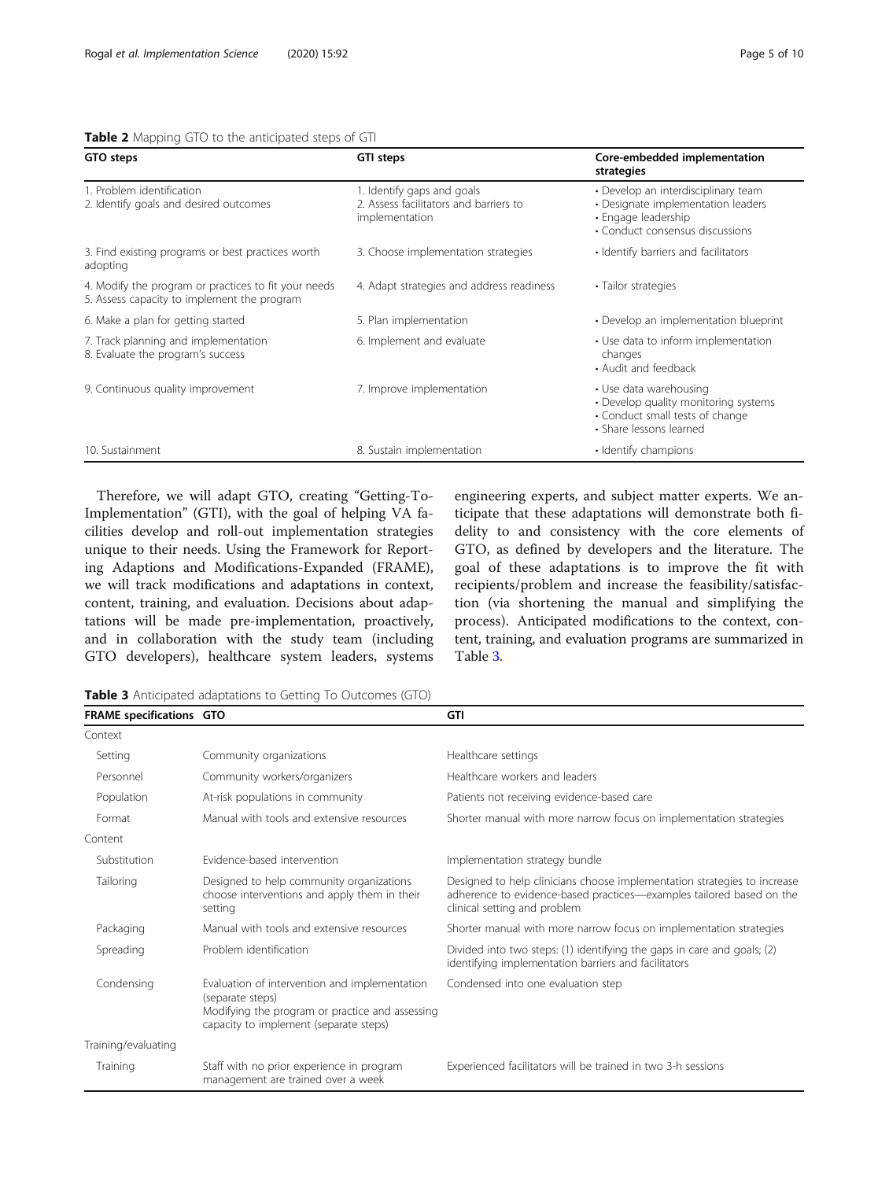**Table 2** Mapping GTO to the anticipated steps of GTI

| GTO steps | GTI steps | Core-embedded implementation strategies |
|---|---|---|
| 1. Problem identification<br>2. Identify goals and desired outcomes | 1. Identify gaps and goals<br>2. Assess facilitators and barriers to implementation | • Develop an interdisciplinary team<br>• Designate implementation leaders<br>• Engage leadership<br>• Conduct consensus discussions |
| 3. Find existing programs or best practices worth adopting | 3. Choose implementation strategies | • Identify barriers and facilitators |
| 4. Modify the program or practices to fit your needs<br>5. Assess capacity to implement the program | 4. Adapt strategies and address readiness | • Tailor strategies |
| 6. Make a plan for getting started | 5. Plan implementation | • Develop an implementation blueprint |
| 7. Track planning and implementation<br>8. Evaluate the program's success | 6. Implement and evaluate | • Use data to inform implementation changes<br>• Audit and feedback |
| 9. Continuous quality improvement | 7. Improve implementation | • Use data warehousing<br>• Develop quality monitoring systems<br>• Conduct small tests of change<br>• Share lessons learned |
| 10. Sustainment | 8. Sustain implementation | • Identify champions |

Therefore, we will adapt GTO, creating "Getting-To-Implementation" (GTI), with the goal of helping VA facilities develop and roll-out implementation strategies unique to their needs. Using the Framework for Reporting Adaptions and Modifications-Expanded (FRAME), we will track modifications and adaptations in context, content, training, and evaluation. Decisions about adaptations will be made pre-implementation, proactively, and in collaboration with the study team (including GTO developers), healthcare system leaders, systems engineering experts, and subject matter experts. We anticipate that these adaptations will demonstrate both fidelity to and consistency with the core elements of GTO, as defined by developers and the literature. The goal of these adaptations is to improve the fit with recipients/problem and increase the feasibility/satisfaction (via shortening the manual and simplifying the process). Anticipated modifications to the context, content, training, and evaluation programs are summarized in Table 3.

**Table 3** Anticipated adaptations to Getting To Outcomes (GTO)

| FRAME specifications | GTO | GTI |
|---|---|---|
| Context | | |
| Setting | Community organizations | Healthcare settings |
| Personnel | Community workers/organizers | Healthcare workers and leaders |
| Population | At-risk populations in community | Patients not receiving evidence-based care |
| Format | Manual with tools and extensive resources | Shorter manual with more narrow focus on implementation strategies |
| Content | | |
| Substitution | Evidence-based intervention | Implementation strategy bundle |
| Tailoring | Designed to help community organizations choose interventions and apply them in their setting | Designed to help clinicians choose implementation strategies to increase adherence to evidence-based practices—examples tailored based on the clinical setting and problem |
| Packaging | Manual with tools and extensive resources | Shorter manual with more narrow focus on implementation strategies |
| Spreading | Problem identification | Divided into two steps: (1) identifying the gaps in care and goals; (2) identifying implementation barriers and facilitators |
| Condensing | Evaluation of intervention and implementation (separate steps)<br>Modifying the program or practice and assessing capacity to implement (separate steps) | Condensed into one evaluation step |
| Training/evaluating | | |
| Training | Staff with no prior experience in program management are trained over a week | Experienced facilitators will be trained in two 3-h sessions |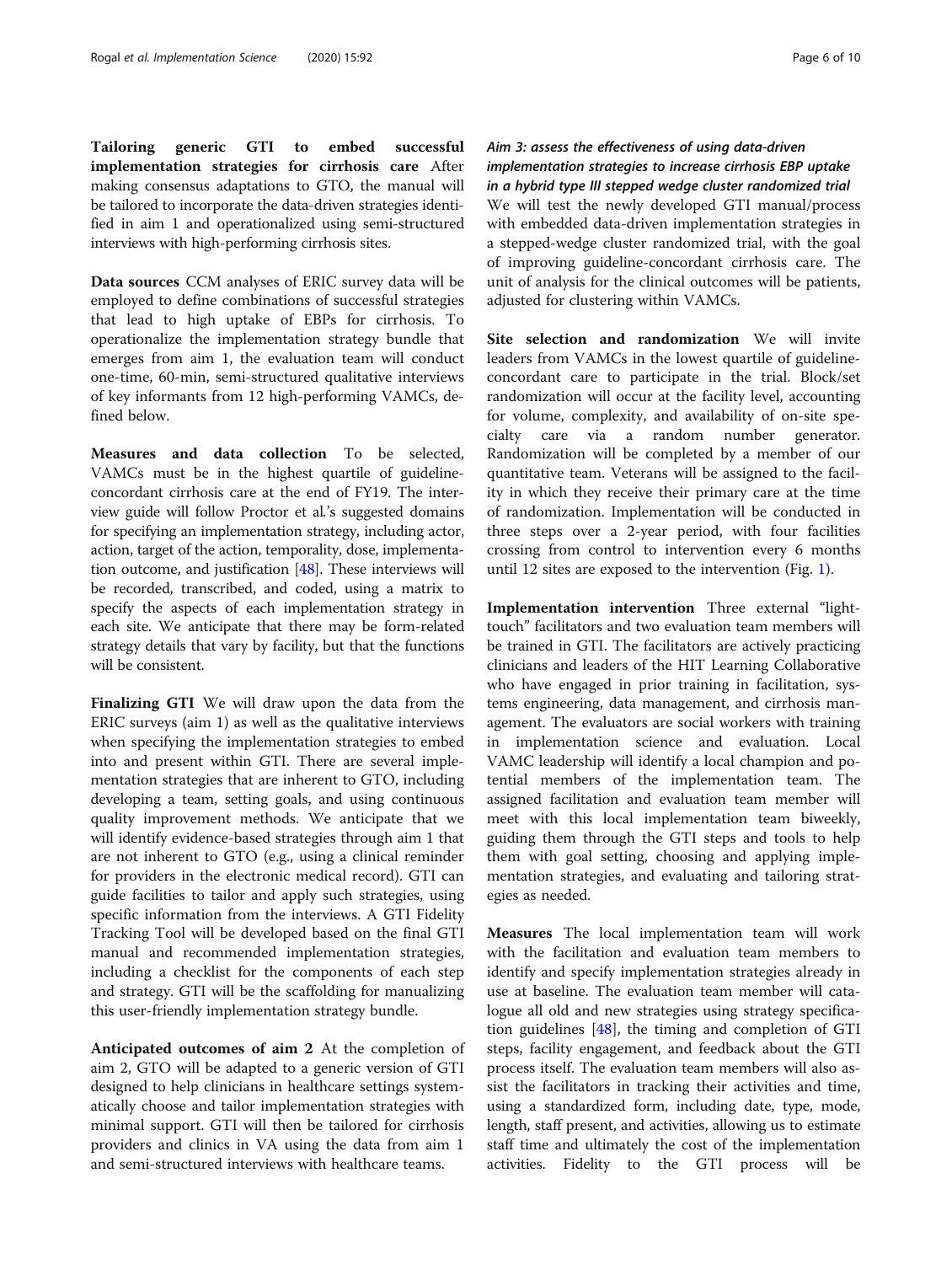**Tailoring generic GTI to embed successful implementation strategies for cirrhosis care** After making consensus adaptations to GTO, the manual will be tailored to incorporate the data-driven strategies identified in aim 1 and operationalized using semi-structured interviews with high-performing cirrhosis sites.

**Data sources** CCM analyses of ERIC survey data will be employed to define combinations of successful strategies that lead to high uptake of EBPs for cirrhosis. To operationalize the implementation strategy bundle that emerges from aim 1, the evaluation team will conduct one-time, 60-min, semi-structured qualitative interviews of key informants from 12 high-performing VAMCs, defined below.

**Measures and data collection** To be selected, VAMCs must be in the highest quartile of guideline-concordant cirrhosis care at the end of FY19. The interview guide will follow Proctor et al.'s suggested domains for specifying an implementation strategy, including actor, action, target of the action, temporality, dose, implementation outcome, and justification [48]. These interviews will be recorded, transcribed, and coded, using a matrix to specify the aspects of each implementation strategy in each site. We anticipate that there may be form-related strategy details that vary by facility, but that the functions will be consistent.

**Finalizing GTI** We will draw upon the data from the ERIC surveys (aim 1) as well as the qualitative interviews when specifying the implementation strategies to embed into and present within GTI. There are several implementation strategies that are inherent to GTO, including developing a team, setting goals, and using continuous quality improvement methods. We anticipate that we will identify evidence-based strategies through aim 1 that are not inherent to GTO (e.g., using a clinical reminder for providers in the electronic medical record). GTI can guide facilities to tailor and apply such strategies, using specific information from the interviews. A GTI Fidelity Tracking Tool will be developed based on the final GTI manual and recommended implementation strategies, including a checklist for the components of each step and strategy. GTI will be the scaffolding for manualizing this user-friendly implementation strategy bundle.

**Anticipated outcomes of aim 2** At the completion of aim 2, GTO will be adapted to a generic version of GTI designed to help clinicians in healthcare settings systematically choose and tailor implementation strategies with minimal support. GTI will then be tailored for cirrhosis providers and clinics in VA using the data from aim 1 and semi-structured interviews with healthcare teams.

### *Aim 3: assess the effectiveness of using data-driven implementation strategies to increase cirrhosis EBP uptake in a hybrid type III stepped wedge cluster randomized trial*

We will test the newly developed GTI manual/process with embedded data-driven implementation strategies in a stepped-wedge cluster randomized trial, with the goal of improving guideline-concordant cirrhosis care. The unit of analysis for the clinical outcomes will be patients, adjusted for clustering within VAMCs.

**Site selection and randomization** We will invite leaders from VAMCs in the lowest quartile of guideline-concordant care to participate in the trial. Block/set randomization will occur at the facility level, accounting for volume, complexity, and availability of on-site specialty care via a random number generator. Randomization will be completed by a member of our quantitative team. Veterans will be assigned to the facility in which they receive their primary care at the time of randomization. Implementation will be conducted in three steps over a 2-year period, with four facilities crossing from control to intervention every 6 months until 12 sites are exposed to the intervention (Fig. 1).

**Implementation intervention** Three external "light-touch" facilitators and two evaluation team members will be trained in GTI. The facilitators are actively practicing clinicians and leaders of the HIT Learning Collaborative who have engaged in prior training in facilitation, systems engineering, data management, and cirrhosis management. The evaluators are social workers with training in implementation science and evaluation. Local VAMC leadership will identify a local champion and potential members of the implementation team. The assigned facilitation and evaluation team member will meet with this local implementation team biweekly, guiding them through the GTI steps and tools to help them with goal setting, choosing and applying implementation strategies, and evaluating and tailoring strategies as needed.

**Measures** The local implementation team will work with the facilitation and evaluation team members to identify and specify implementation strategies already in use at baseline. The evaluation team member will catalogue all old and new strategies using strategy specification guidelines [48], the timing and completion of GTI steps, facility engagement, and feedback about the GTI process itself. The evaluation team members will also assist the facilitators in tracking their activities and time, using a standardized form, including date, type, mode, length, staff present, and activities, allowing us to estimate staff time and ultimately the cost of the implementation activities. Fidelity to the GTI process will be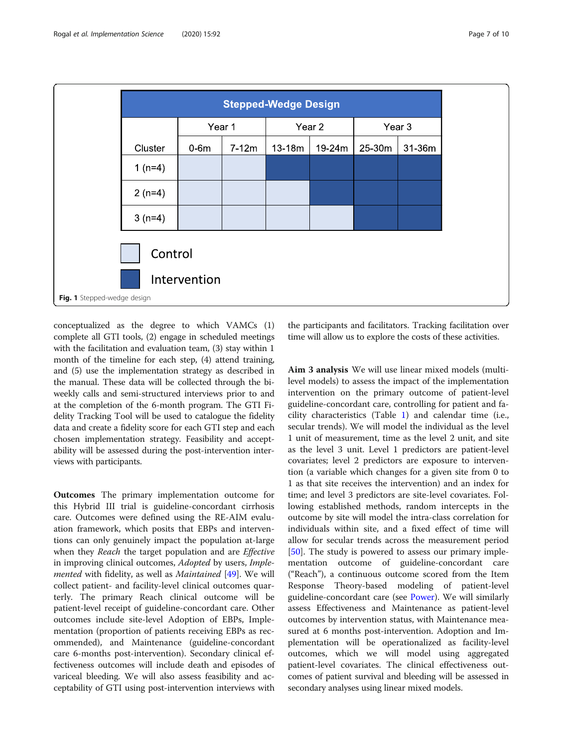| Stepped-Wedge Design | | | | | | |
|---|---|---|---|---|---|---|
| | Year 1 | | Year 2 | | Year 3 | |
| Cluster | 0-6m | 7-12m | 13-18m | 19-24m | 25-30m | 31-36m |
| 1 (n=4) | Control | Control | Intervention | Intervention | Intervention | Intervention |
| 2 (n=4) | Control | Control | Control | Intervention | Intervention | Intervention |
| 3 (n=4) | Control | Control | Control | Control | Intervention | Intervention |

**Fig. 1** Stepped-wedge design

conceptualized as the degree to which VAMCs (1) complete all GTI tools, (2) engage in scheduled meetings with the facilitation and evaluation team, (3) stay within 1 month of the timeline for each step, (4) attend training, and (5) use the implementation strategy as described in the manual. These data will be collected through the bi-weekly calls and semi-structured interviews prior to and at the completion of the 6-month program. The GTI Fidelity Tracking Tool will be used to catalogue the fidelity data and create a fidelity score for each GTI step and each chosen implementation strategy. Feasibility and acceptability will be assessed during the post-intervention interviews with participants.

**Outcomes** The primary implementation outcome for this Hybrid III trial is guideline-concordant cirrhosis care. Outcomes were defined using the RE-AIM evaluation framework, which posits that EBPs and interventions can only genuinely impact the population at-large when they *Reach* the target population and are *Effective* in improving clinical outcomes, *Adopted* by users, *Implemented* with fidelity, as well as *Maintained* [49]. We will collect patient- and facility-level clinical outcomes quarterly. The primary Reach clinical outcome will be patient-level receipt of guideline-concordant care. Other outcomes include site-level Adoption of EBPs, Implementation (proportion of patients receiving EBPs as recommended), and Maintenance (guideline-concordant care 6-months post-intervention). Secondary clinical effectiveness outcomes will include death and episodes of variceal bleeding. We will also assess feasibility and acceptability of GTI using post-intervention interviews with the participants and facilitators. Tracking facilitation over time will allow us to explore the costs of these activities.

**Aim 3 analysis** We will use linear mixed models (multilevel models) to assess the impact of the implementation intervention on the primary outcome of patient-level guideline-concordant care, controlling for patient and facility characteristics (Table 1) and calendar time (i.e., secular trends). We will model the individual as the level 1 unit of measurement, time as the level 2 unit, and site as the level 3 unit. Level 1 predictors are patient-level covariates; level 2 predictors are exposure to intervention (a variable which changes for a given site from 0 to 1 as that site receives the intervention) and an index for time; and level 3 predictors are site-level covariates. Following established methods, random intercepts in the outcome by site will model the intra-class correlation for individuals within site, and a fixed effect of time will allow for secular trends across the measurement period [50]. The study is powered to assess our primary implementation outcome of guideline-concordant care ("Reach"), a continuous outcome scored from the Item Response Theory-based modeling of patient-level guideline-concordant care (see Power). We will similarly assess Effectiveness and Maintenance as patient-level outcomes by intervention status, with Maintenance measured at 6 months post-intervention. Adoption and Implementation will be operationalized as facility-level outcomes, which we will model using aggregated patient-level covariates. The clinical effectiveness outcomes of patient survival and bleeding will be assessed in secondary analyses using linear mixed models.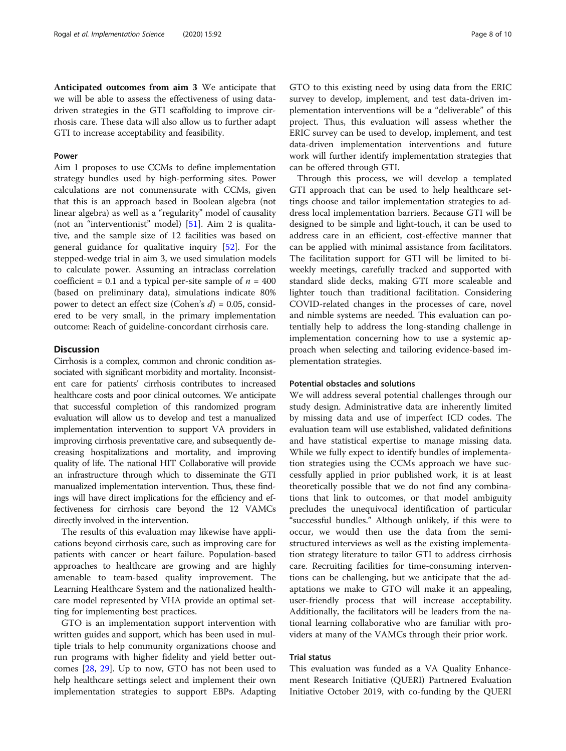**Anticipated outcomes from aim 3** We anticipate that we will be able to assess the effectiveness of using data-driven strategies in the GTI scaffolding to improve cirrhosis care. These data will also allow us to further adapt GTI to increase acceptability and feasibility.

### Power

Aim 1 proposes to use CCMs to define implementation strategy bundles used by high-performing sites. Power calculations are not commensurate with CCMs, given that this is an approach based in Boolean algebra (not linear algebra) as well as a "regularity" model of causality (not an "interventionist" model) [51]. Aim 2 is qualitative, and the sample size of 12 facilities was based on general guidance for qualitative inquiry [52]. For the stepped-wedge trial in aim 3, we used simulation models to calculate power. Assuming an intraclass correlation coefficient = 0.1 and a typical per-site sample of $n = 400$ (based on preliminary data), simulations indicate 80% power to detect an effect size (Cohen's $d$) = 0.05, considered to be very small, in the primary implementation outcome: Reach of guideline-concordant cirrhosis care.

## Discussion

Cirrhosis is a complex, common and chronic condition associated with significant morbidity and mortality. Inconsistent care for patients' cirrhosis contributes to increased healthcare costs and poor clinical outcomes. We anticipate that successful completion of this randomized program evaluation will allow us to develop and test a manualized implementation intervention to support VA providers in improving cirrhosis preventative care, and subsequently decreasing hospitalizations and mortality, and improving quality of life. The national HIT Collaborative will provide an infrastructure through which to disseminate the GTI manualized implementation intervention. Thus, these findings will have direct implications for the efficiency and effectiveness for cirrhosis care beyond the 12 VAMCs directly involved in the intervention.

The results of this evaluation may likewise have applications beyond cirrhosis care, such as improving care for patients with cancer or heart failure. Population-based approaches to healthcare are growing and are highly amenable to team-based quality improvement. The Learning Healthcare System and the nationalized healthcare model represented by VHA provide an optimal setting for implementing best practices.

GTO is an implementation support intervention with written guides and support, which has been used in multiple trials to help community organizations choose and run programs with higher fidelity and yield better outcomes [28, 29]. Up to now, GTO has not been used to help healthcare settings select and implement their own implementation strategies to support EBPs. Adapting GTO to this existing need by using data from the ERIC survey to develop, implement, and test data-driven implementation interventions will be a "deliverable" of this project. Thus, this evaluation will assess whether the ERIC survey can be used to develop, implement, and test data-driven implementation interventions and future work will further identify implementation strategies that can be offered through GTI.

Through this process, we will develop a templated GTI approach that can be used to help healthcare settings choose and tailor implementation strategies to address local implementation barriers. Because GTI will be designed to be simple and light-touch, it can be used to address care in an efficient, cost-effective manner that can be applied with minimal assistance from facilitators. The facilitation support for GTI will be limited to bi-weekly meetings, carefully tracked and supported with standard slide decks, making GTI more scaleable and lighter touch than traditional facilitation. Considering COVID-related changes in the processes of care, novel and nimble systems are needed. This evaluation can potentially help to address the long-standing challenge in implementation concerning how to use a systemic approach when selecting and tailoring evidence-based implementation strategies.

### Potential obstacles and solutions

We will address several potential challenges through our study design. Administrative data are inherently limited by missing data and use of imperfect ICD codes. The evaluation team will use established, validated definitions and have statistical expertise to manage missing data. While we fully expect to identify bundles of implementation strategies using the CCMs approach we have successfully applied in prior published work, it is at least theoretically possible that we do not find any combinations that link to outcomes, or that model ambiguity precludes the unequivocal identification of particular "successful bundles." Although unlikely, if this were to occur, we would then use the data from the semi-structured interviews as well as the existing implementation strategy literature to tailor GTI to address cirrhosis care. Recruiting facilities for time-consuming interventions can be challenging, but we anticipate that the adaptations we make to GTO will make it an appealing, user-friendly process that will increase acceptability. Additionally, the facilitators will be leaders from the national learning collaborative who are familiar with providers at many of the VAMCs through their prior work.

### Trial status

This evaluation was funded as a VA Quality Enhancement Research Initiative (QUERI) Partnered Evaluation Initiative October 2019, with co-funding by the QUERI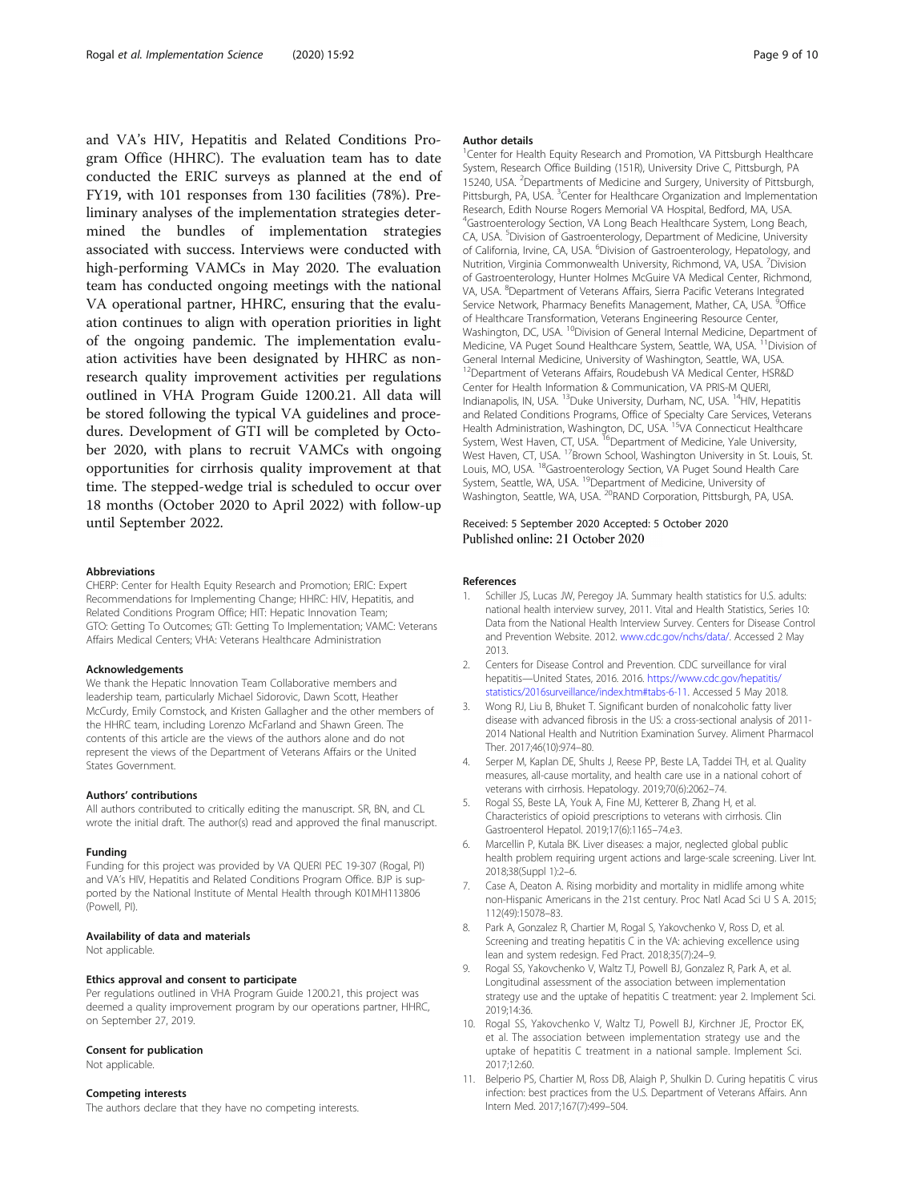and VA's HIV, Hepatitis and Related Conditions Program Office (HHRC). The evaluation team has to date conducted the ERIC surveys as planned at the end of FY19, with 101 responses from 130 facilities (78%). Preliminary analyses of the implementation strategies determined the bundles of implementation strategies associated with success. Interviews were conducted with high-performing VAMCs in May 2020. The evaluation team has conducted ongoing meetings with the national VA operational partner, HHRC, ensuring that the evaluation continues to align with operation priorities in light of the ongoing pandemic. The implementation evaluation activities have been designated by HHRC as non-research quality improvement activities per regulations outlined in VHA Program Guide 1200.21. All data will be stored following the typical VA guidelines and procedures. Development of GTI will be completed by October 2020, with plans to recruit VAMCs with ongoing opportunities for cirrhosis quality improvement at that time. The stepped-wedge trial is scheduled to occur over 18 months (October 2020 to April 2022) with follow-up until September 2022.

#### Abbreviations

CHERP: Center for Health Equity Research and Promotion; ERIC: Expert Recommendations for Implementing Change; HHRC: HIV, Hepatitis, and Related Conditions Program Office; HIT: Hepatic Innovation Team; GTO: Getting To Outcomes; GTI: Getting To Implementation; VAMC: Veterans Affairs Medical Centers; VHA: Veterans Healthcare Administration

#### Acknowledgements

We thank the Hepatic Innovation Team Collaborative members and leadership team, particularly Michael Sidorovic, Dawn Scott, Heather McCurdy, Emily Comstock, and Kristen Gallagher and the other members of the HHRC team, including Lorenzo McFarland and Shawn Green. The contents of this article are the views of the authors alone and do not represent the views of the Department of Veterans Affairs or the United States Government.

#### Authors' contributions

All authors contributed to critically editing the manuscript. SR, BN, and CL wrote the initial draft. The author(s) read and approved the final manuscript.

#### Funding

Funding for this project was provided by VA QUERI PEC 19-307 (Rogal, PI) and VA's HIV, Hepatitis and Related Conditions Program Office. BJP is supported by the National Institute of Mental Health through K01MH113806 (Powell, PI).

#### Availability of data and materials

Not applicable.

#### Ethics approval and consent to participate

Per regulations outlined in VHA Program Guide 1200.21, this project was deemed a quality improvement program by our operations partner, HHRC, on September 27, 2019.

#### Consent for publication

Not applicable.

#### Competing interests

The authors declare that they have no competing interests.

#### Author details

[1]Center for Health Equity Research and Promotion, VA Pittsburgh Healthcare System, Research Office Building (151R), University Drive C, Pittsburgh, PA 15240, USA. [2]Departments of Medicine and Surgery, University of Pittsburgh, Pittsburgh, PA, USA. [3]Center for Healthcare Organization and Implementation Research, Edith Nourse Rogers Memorial VA Hospital, Bedford, MA, USA. [4]Gastroenterology Section, VA Long Beach Healthcare System, Long Beach, CA, USA. [5]Division of Gastroenterology, Department of Medicine, University of California, Irvine, CA, USA. [6]Division of Gastroenterology, Hepatology, and Nutrition, Virginia Commonwealth University, Richmond, VA, USA. [7]Division of Gastroenterology, Hunter Holmes McGuire VA Medical Center, Richmond, VA, USA. [8]Department of Veterans Affairs, Sierra Pacific Veterans Integrated Service Network, Pharmacy Benefits Management, Mather, CA, USA. [9]Office of Healthcare Transformation, Veterans Engineering Resource Center, Washington, DC, USA. [10]Division of General Internal Medicine, Department of Medicine, VA Puget Sound Healthcare System, Seattle, WA, USA. [11]Division of General Internal Medicine, University of Washington, Seattle, WA, USA. [12]Department of Veterans Affairs, Roudebush VA Medical Center, HSR&D Center for Health Information & Communication, VA PRIS-M QUERI, Indianapolis, IN, USA. [13]Duke University, Durham, NC, USA. [14]HIV, Hepatitis and Related Conditions Programs, Office of Specialty Care Services, Veterans Health Administration, Washington, DC, USA. [15]VA Connecticut Healthcare System, West Haven, CT, USA. [16]Department of Medicine, Yale University, West Haven, CT, USA. [17]Brown School, Washington University in St. Louis, St. Louis, MO, USA. [18]Gastroenterology Section, VA Puget Sound Health Care System, Seattle, WA, USA. [19]Department of Medicine, University of Washington, Seattle, WA, USA. [20]RAND Corporation, Pittsburgh, PA, USA.

Received: 5 September 2020 Accepted: 5 October 2020
Published online: 21 October 2020

#### References

1. Schiller JS, Lucas JW, Peregoy JA. Summary health statistics for U.S. adults: national health interview survey, 2011. Vital and Health Statistics, Series 10: Data from the National Health Interview Survey. Centers for Disease Control and Prevention Website. 2012. www.cdc.gov/nchs/data/. Accessed 2 May 2013.
2. Centers for Disease Control and Prevention. CDC surveillance for viral hepatitis—United States, 2016. 2016. https://www.cdc.gov/hepatitis/statistics/2016surveillance/index.htm#tabs-6-11. Accessed 5 May 2018.
3. Wong RJ, Liu B, Bhuket T. Significant burden of nonalcoholic fatty liver disease with advanced fibrosis in the US: a cross-sectional analysis of 2011-2014 National Health and Nutrition Examination Survey. Aliment Pharmacol Ther. 2017;46(10):974–80.
4. Serper M, Kaplan DE, Shults J, Reese PP, Beste LA, Taddei TH, et al. Quality measures, all-cause mortality, and health care use in a national cohort of veterans with cirrhosis. Hepatology. 2019;70(6):2062–74.
5. Rogal SS, Beste LA, Youk A, Fine MJ, Ketterer B, Zhang H, et al. Characteristics of opioid prescriptions to veterans with cirrhosis. Clin Gastroenterol Hepatol. 2019;17(6):1165–74.e3.
6. Marcellin P, Kutala BK. Liver diseases: a major, neglected global public health problem requiring urgent actions and large-scale screening. Liver Int. 2018;38(Suppl 1):2–6.
7. Case A, Deaton A. Rising morbidity and mortality in midlife among white non-Hispanic Americans in the 21st century. Proc Natl Acad Sci U S A. 2015;112(49):15078–83.
8. Park A, Gonzalez R, Chartier M, Rogal S, Yakovchenko V, Ross D, et al. Screening and treating hepatitis C in the VA: achieving excellence using lean and system redesign. Fed Pract. 2018;35(7):24–9.
9. Rogal SS, Yakovchenko V, Waltz TJ, Powell BJ, Gonzalez R, Park A, et al. Longitudinal assessment of the association between implementation strategy use and the uptake of hepatitis C treatment: year 2. Implement Sci. 2019;14:36.
10. Rogal SS, Yakovchenko V, Waltz TJ, Powell BJ, Kirchner JE, Proctor EK, et al. The association between implementation strategy use and the uptake of hepatitis C treatment in a national sample. Implement Sci. 2017;12:60.
11. Belperio PS, Chartier M, Ross DB, Alaigh P, Shulkin D. Curing hepatitis C virus infection: best practices from the U.S. Department of Veterans Affairs. Ann Intern Med. 2017;167(7):499–504.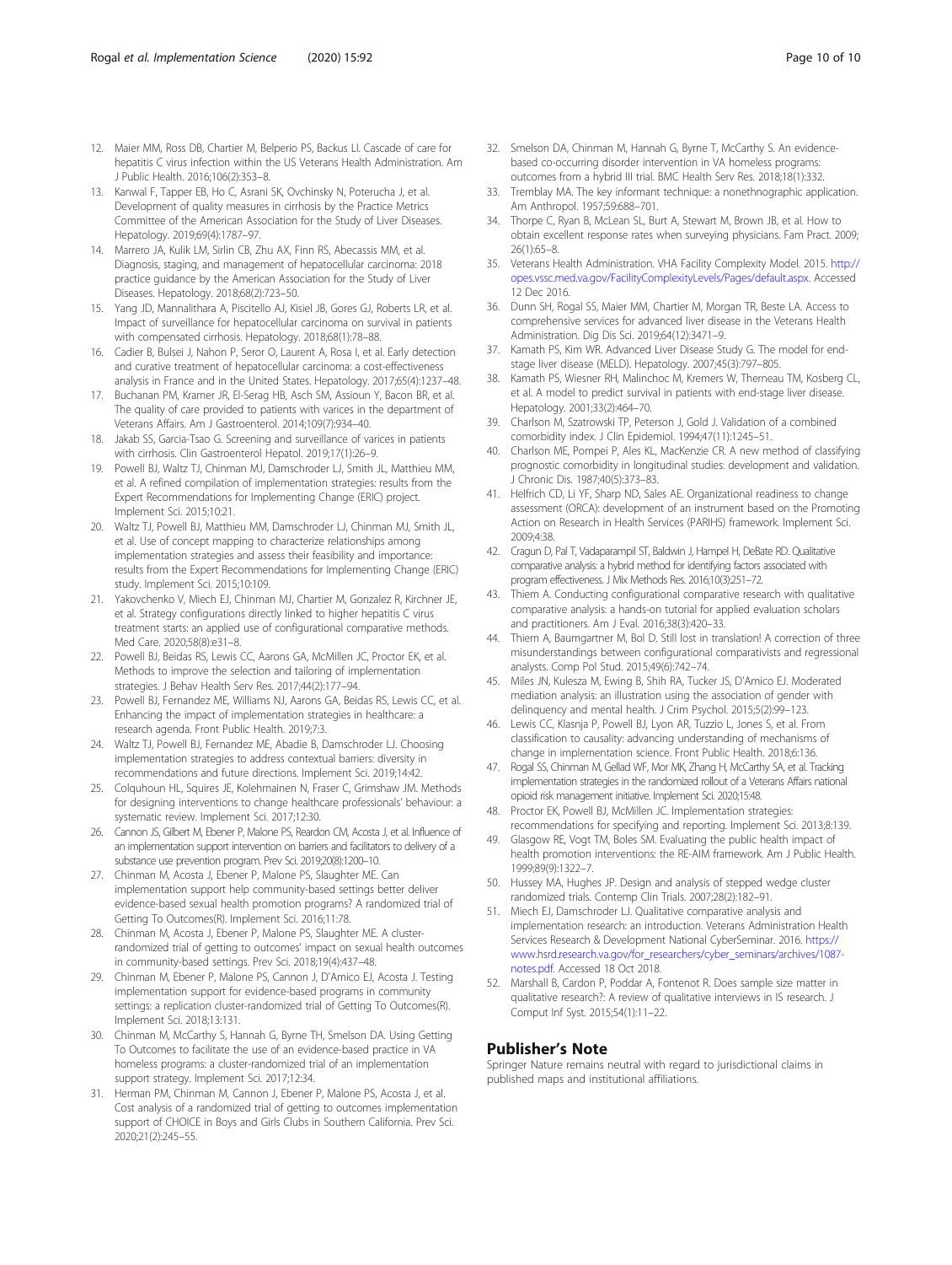12. Maier MM, Ross DB, Chartier M, Belperio PS, Backus LI. Cascade of care for hepatitis C virus infection within the US Veterans Health Administration. Am J Public Health. 2016;106(2):353–8.
13. Kanwal F, Tapper EB, Ho C, Asrani SK, Ovchinsky N, Poterucha J, et al. Development of quality measures in cirrhosis by the Practice Metrics Committee of the American Association for the Study of Liver Diseases. Hepatology. 2019;69(4):1787–97.
14. Marrero JA, Kulik LM, Sirlin CB, Zhu AX, Finn RS, Abecassis MM, et al. Diagnosis, staging, and management of hepatocellular carcinoma: 2018 practice guidance by the American Association for the Study of Liver Diseases. Hepatology. 2018;68(2):723–50.
15. Yang JD, Mannalithara A, Piscitello AJ, Kisiel JB, Gores GJ, Roberts LR, et al. Impact of surveillance for hepatocellular carcinoma on survival in patients with compensated cirrhosis. Hepatology. 2018;68(1):78–88.
16. Cadier B, Bulsei J, Nahon P, Seror O, Laurent A, Rosa I, et al. Early detection and curative treatment of hepatocellular carcinoma: a cost-effectiveness analysis in France and in the United States. Hepatology. 2017;65(4):1237–48.
17. Buchanan PM, Kramer JR, El-Serag HB, Asch SM, Assioun Y, Bacon BR, et al. The quality of care provided to patients with varices in the department of Veterans Affairs. Am J Gastroenterol. 2014;109(7):934–40.
18. Jakab SS, Garcia-Tsao G. Screening and surveillance of varices in patients with cirrhosis. Clin Gastroenterol Hepatol. 2019;17(1):26–9.
19. Powell BJ, Waltz TJ, Chinman MJ, Damschroder LJ, Smith JL, Matthieu MM, et al. A refined compilation of implementation strategies: results from the Expert Recommendations for Implementing Change (ERIC) project. Implement Sci. 2015;10:21.
20. Waltz TJ, Powell BJ, Matthieu MM, Damschroder LJ, Chinman MJ, Smith JL, et al. Use of concept mapping to characterize relationships among implementation strategies and assess their feasibility and importance: results from the Expert Recommendations for Implementing Change (ERIC) study. Implement Sci. 2015;10:109.
21. Yakovchenko V, Miech EJ, Chinman MJ, Chartier M, Gonzalez R, Kirchner JE, et al. Strategy configurations directly linked to higher hepatitis C virus treatment starts: an applied use of configurational comparative methods. Med Care. 2020;58(8):e31–8.
22. Powell BJ, Beidas RS, Lewis CC, Aarons GA, McMillen JC, Proctor EK, et al. Methods to improve the selection and tailoring of implementation strategies. J Behav Health Serv Res. 2017;44(2):177–94.
23. Powell BJ, Fernandez ME, Williams NJ, Aarons GA, Beidas RS, Lewis CC, et al. Enhancing the impact of implementation strategies in healthcare: a research agenda. Front Public Health. 2019;7:3.
24. Waltz TJ, Powell BJ, Fernandez ME, Abadie B, Damschroder LJ. Choosing implementation strategies to address contextual barriers: diversity in recommendations and future directions. Implement Sci. 2019;14:42.
25. Colquhoun HL, Squires JE, Kolehmainen N, Fraser C, Grimshaw JM. Methods for designing interventions to change healthcare professionals' behaviour: a systematic review. Implement Sci. 2017;12:30.
26. Cannon JS, Gilbert M, Ebener P, Malone PS, Reardon CM, Acosta J, et al. Influence of an implementation support intervention on barriers and facilitators to delivery of a substance use prevention program. Prev Sci. 2019;20(8):1200–10.
27. Chinman M, Acosta J, Ebener P, Malone PS, Slaughter ME. Can implementation support help community-based settings better deliver evidence-based sexual health promotion programs? A randomized trial of Getting To Outcomes(R). Implement Sci. 2016;11:78.
28. Chinman M, Acosta J, Ebener P, Malone PS, Slaughter ME. A cluster-randomized trial of getting to outcomes' impact on sexual health outcomes in community-based settings. Prev Sci. 2018;19(4):437–48.
29. Chinman M, Ebener P, Malone PS, Cannon J, D'Amico EJ, Acosta J. Testing implementation support for evidence-based programs in community settings: a replication cluster-randomized trial of Getting To Outcomes(R). Implement Sci. 2018;13:131.
30. Chinman M, McCarthy S, Hannah G, Byrne TH, Smelson DA. Using Getting To Outcomes to facilitate the use of an evidence-based practice in VA homeless programs: a cluster-randomized trial of an implementation support strategy. Implement Sci. 2017;12:34.
31. Herman PM, Chinman M, Cannon J, Ebener P, Malone PS, Acosta J, et al. Cost analysis of a randomized trial of getting to outcomes implementation support of CHOICE in Boys and Girls Clubs in Southern California. Prev Sci. 2020;21(2):245–55.
32. Smelson DA, Chinman M, Hannah G, Byrne T, McCarthy S. An evidence-based co-occurring disorder intervention in VA homeless programs: outcomes from a hybrid III trial. BMC Health Serv Res. 2018;18(1):332.
33. Tremblay MA. The key informant technique: a nonethnographic application. Am Anthropol. 1957;59:688–701.
34. Thorpe C, Ryan B, McLean SL, Burt A, Stewart M, Brown JB, et al. How to obtain excellent response rates when surveying physicians. Fam Pract. 2009;26(1):65–8.
35. Veterans Health Administration. VHA Facility Complexity Model. 2015. http://opes.vssc.med.va.gov/FacilityComplexityLevels/Pages/default.aspx. Accessed 12 Dec 2016.
36. Dunn SH, Rogal SS, Maier MM, Chartier M, Morgan TR, Beste LA. Access to comprehensive services for advanced liver disease in the Veterans Health Administration. Dig Dis Sci. 2019;64(12):3471–9.
37. Kamath PS, Kim WR. Advanced Liver Disease Study G. The model for end-stage liver disease (MELD). Hepatology. 2007;45(3):797–805.
38. Kamath PS, Wiesner RH, Malinchoc M, Kremers W, Therneau TM, Kosberg CL, et al. A model to predict survival in patients with end-stage liver disease. Hepatology. 2001;33(2):464–70.
39. Charlson M, Szatrowski TP, Peterson J, Gold J. Validation of a combined comorbidity index. J Clin Epidemiol. 1994;47(11):1245–51.
40. Charlson ME, Pompei P, Ales KL, MacKenzie CR. A new method of classifying prognostic comorbidity in longitudinal studies: development and validation. J Chronic Dis. 1987;40(5):373–83.
41. Helfrich CD, Li YF, Sharp ND, Sales AE. Organizational readiness to change assessment (ORCA): development of an instrument based on the Promoting Action on Research in Health Services (PARIHS) framework. Implement Sci. 2009;4:38.
42. Cragun D, Pal T, Vadaparampil ST, Baldwin J, Hampel H, DeBate RD. Qualitative comparative analysis: a hybrid method for identifying factors associated with program effectiveness. J Mix Methods Res. 2016;10(3):251–72.
43. Thiem A. Conducting configurational comparative research with qualitative comparative analysis: a hands-on tutorial for applied evaluation scholars and practitioners. Am J Eval. 2016;38(3):420–33.
44. Thiem A, Baumgartner M, Bol D. Still lost in translation! A correction of three misunderstandings between configurational comparativists and regressional analysts. Comp Pol Stud. 2015;49(6):742–74.
45. Miles JN, Kulesza M, Ewing B, Shih RA, Tucker JS, D'Amico EJ. Moderated mediation analysis: an illustration using the association of gender with delinquency and mental health. J Crim Psychol. 2015;5(2):99–123.
46. Lewis CC, Klasnja P, Powell BJ, Lyon AR, Tuzzio L, Jones S, et al. From classification to causality: advancing understanding of mechanisms of change in implementation science. Front Public Health. 2018;6:136.
47. Rogal SS, Chinman M, Gellad WF, Mor MK, Zhang H, McCarthy SA, et al. Tracking implementation strategies in the randomized rollout of a Veterans Affairs national opioid risk management initiative. Implement Sci. 2020;15:48.
48. Proctor EK, Powell BJ, McMillen JC. Implementation strategies: recommendations for specifying and reporting. Implement Sci. 2013;8:139.
49. Glasgow RE, Vogt TM, Boles SM. Evaluating the public health impact of health promotion interventions: the RE-AIM framework. Am J Public Health. 1999;89(9):1322–7.
50. Hussey MA, Hughes JP. Design and analysis of stepped wedge cluster randomized trials. Contemp Clin Trials. 2007;28(2):182–91.
51. Miech EJ, Damschroder LJ. Qualitative comparative analysis and implementation research: an introduction. Veterans Administration Health Services Research & Development National CyberSeminar. 2016. https://www.hsrd.research.va.gov/for_researchers/cyber_seminars/archives/1087-notes.pdf. Accessed 18 Oct 2018.
52. Marshall B, Cardon P, Poddar A, Fontenot R. Does sample size matter in qualitative research?: A review of qualitative interviews in IS research. J Comput Inf Syst. 2015;54(1):11–22.

## Publisher's Note

Springer Nature remains neutral with regard to jurisdictional claims in published maps and institutional affiliations.